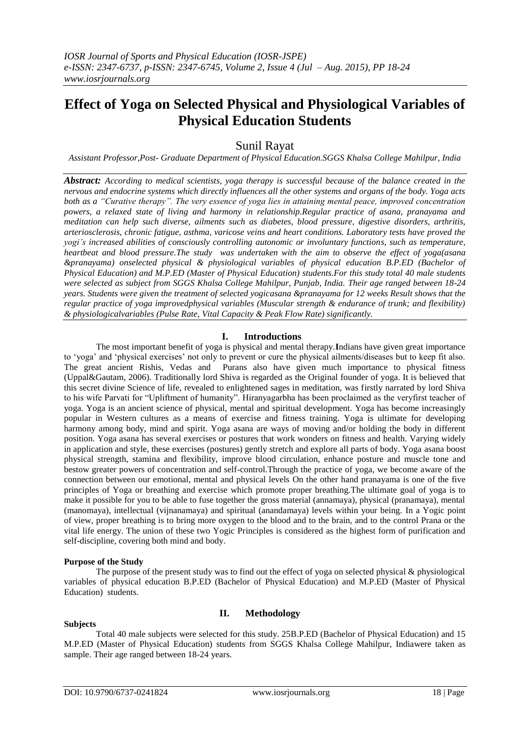*IOSR Journal of Sports and Physical Education (IOSR-JSPE)*
*e-ISSN: 2347-6737, p-ISSN: 2347-6745, Volume 2, Issue 4 (Jul – Aug. 2015), PP 18-24*
*www.iosrjournals.org*

# Effect of Yoga on Selected Physical and Physiological Variables of Physical Education Students

Sunil Rayat

*Assistant Professor,Post- Graduate Department of Physical Education.SGGS Khalsa College Mahilpur, India*

***Abstract:*** *According to medical scientists, yoga therapy is successful because of the balance created in the nervous and endocrine systems which directly influences all the other systems and organs of the body. Yoga acts both as a "Curative therapy". The very essence of yoga lies in attaining mental peace, improved concentration powers, a relaxed state of living and harmony in relationship.Regular practice of asana, pranayama and meditation can help such diverse, ailments such as diabetes, blood pressure, digestive disorders, arthritis, arteriosclerosis, chronic fatigue, asthma, varicose veins and heart conditions. Laboratory tests have proved the yogi's increased abilities of consciously controlling autonomic or involuntary functions, such as temperature, heartbeat and blood pressure.The study was undertaken with the aim to observe the effect of yoga(asana &pranayama) onselected physical & physiological variables of physical education B.P.ED (Bachelor of Physical Education) and M.P.ED (Master of Physical Education) students.For this study total 40 male students were selected as subject from SGGS Khalsa College Mahilpur, Punjab, India. Their age ranged between 18-24 years. Students were given the treatment of selected yogicasana &pranayama for 12 weeks Result shows that the regular practice of yoga improvedphysical variables (Muscular strength & endurance of trunk; and flexibility) & physiologicalvariables (Pulse Rate, Vital Capacity & Peak Flow Rate) significantly.*

## I. Introductions

The most important benefit of yoga is physical and mental therapy.**I**ndians have given great importance to 'yoga' and 'physical exercises' not only to prevent or cure the physical ailments/diseases but to keep fit also. The great ancient Rishis, Vedas and Purans also have given much importance to physical fitness (Uppal&Gautam, 2006). Traditionally lord Shiva is regarded as the Original founder of yoga. It is believed that this secret divine Science of life, revealed to enlightened sages in meditation, was firstly narrated by lord Shiva to his wife Parvati for "Upliftment of humanity". Hiranyagarbha has been proclaimed as the veryfirst teacher of yoga. Yoga is an ancient science of physical, mental and spiritual development. Yoga has become increasingly popular in Western cultures as a means of exercise and fitness training. Yoga is ultimate for developing harmony among body, mind and spirit. Yoga asana are ways of moving and/or holding the body in different position. Yoga asana has several exercises or postures that work wonders on fitness and health. Varying widely in application and style, these exercises (postures) gently stretch and explore all parts of body. Yoga asana boost physical strength, stamina and flexibility, improve blood circulation, enhance posture and muscle tone and bestow greater powers of concentration and self-control.Through the practice of yoga, we become aware of the connection between our emotional, mental and physical levels On the other hand pranayama is one of the five principles of Yoga or breathing and exercise which promote proper breathing.The ultimate goal of yoga is to make it possible for you to be able to fuse together the gross material (annamaya), physical (pranamaya), mental (manomaya), intellectual (vijnanamaya) and spiritual (anandamaya) levels within your being. In a Yogic point of view, proper breathing is to bring more oxygen to the blood and to the brain, and to the control Prana or the vital life energy. The union of these two Yogic Principles is considered as the highest form of purification and self-discipline, covering both mind and body.

**Purpose of the Study**

The purpose of the present study was to find out the effect of yoga on selected physical & physiological variables of physical education B.P.ED (Bachelor of Physical Education) and M.P.ED (Master of Physical Education) students.

## II. Methodology

**Subjects**

Total 40 male subjects were selected for this study. 25B.P.ED (Bachelor of Physical Education) and 15 M.P.ED (Master of Physical Education) students from SGGS Khalsa College Mahilpur, Indiawere taken as sample. Their age ranged between 18-24 years.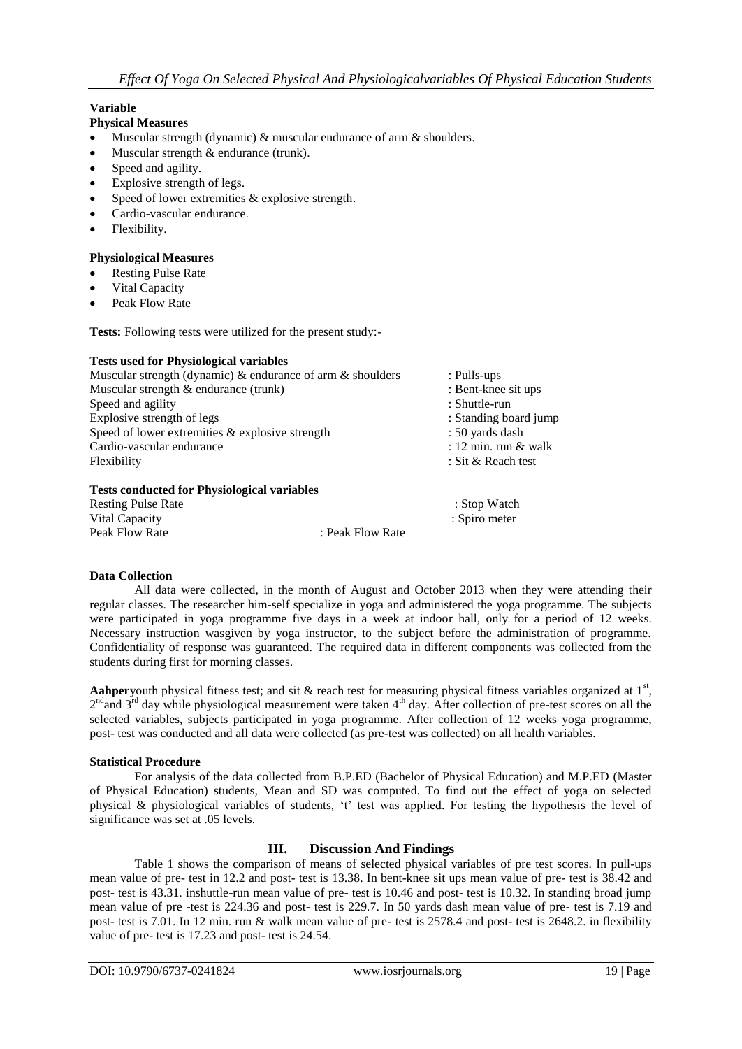**Variable**

**Physical Measures**

- Muscular strength (dynamic) & muscular endurance of arm & shoulders.
- Muscular strength & endurance (trunk).
- Speed and agility.
- Explosive strength of legs.
- Speed of lower extremities & explosive strength.
- Cardio-vascular endurance.
- Flexibility.

**Physiological Measures**

- Resting Pulse Rate
- Vital Capacity
- Peak Flow Rate

**Tests:** Following tests were utilized for the present study:-

**Tests used for Physiological variables**

| | |
|---|---|
| Muscular strength (dynamic) & endurance of arm & shoulders | : Pulls-ups |
| Muscular strength & endurance (trunk) | : Bent-knee sit ups |
| Speed and agility | : Shuttle-run |
| Explosive strength of legs | : Standing board jump |
| Speed of lower extremities & explosive strength | : 50 yards dash |
| Cardio-vascular endurance | : 12 min. run & walk |
| Flexibility | : Sit & Reach test |

**Tests conducted for Physiological variables**

| | |
|---|---|
| Resting Pulse Rate | : Stop Watch |
| Vital Capacity | : Spiro meter |
| Peak Flow Rate | : Peak Flow Rate |

**Data Collection**

All data were collected, in the month of August and October 2013 when they were attending their regular classes. The researcher him-self specialize in yoga and administered the yoga programme. The subjects were participated in yoga programme five days in a week at indoor hall, only for a period of 12 weeks. Necessary instruction wasgiven by yoga instructor, to the subject before the administration of programme. Confidentiality of response was guaranteed. The required data in different components was collected from the students during first for morning classes.

**Aahper**youth physical fitness test; and sit & reach test for measuring physical fitness variables organized at 1st, 2ndand 3rd day while physiological measurement were taken 4th day. After collection of pre-test scores on all the selected variables, subjects participated in yoga programme. After collection of 12 weeks yoga programme, post- test was conducted and all data were collected (as pre-test was collected) on all health variables.

**Statistical Procedure**

For analysis of the data collected from B.P.ED (Bachelor of Physical Education) and M.P.ED (Master of Physical Education) students, Mean and SD was computed. To find out the effect of yoga on selected physical & physiological variables of students, 't' test was applied. For testing the hypothesis the level of significance was set at .05 levels.

## III. Discussion And Findings

Table 1 shows the comparison of means of selected physical variables of pre test scores. In pull-ups mean value of pre- test in 12.2 and post- test is 13.38. In bent-knee sit ups mean value of pre- test is 38.42 and post- test is 43.31. inshuttle-run mean value of pre- test is 10.46 and post- test is 10.32. In standing broad jump mean value of pre -test is 224.36 and post- test is 229.7. In 50 yards dash mean value of pre- test is 7.19 and post- test is 7.01. In 12 min. run & walk mean value of pre- test is 2578.4 and post- test is 2648.2. in flexibility value of pre- test is 17.23 and post- test is 24.54.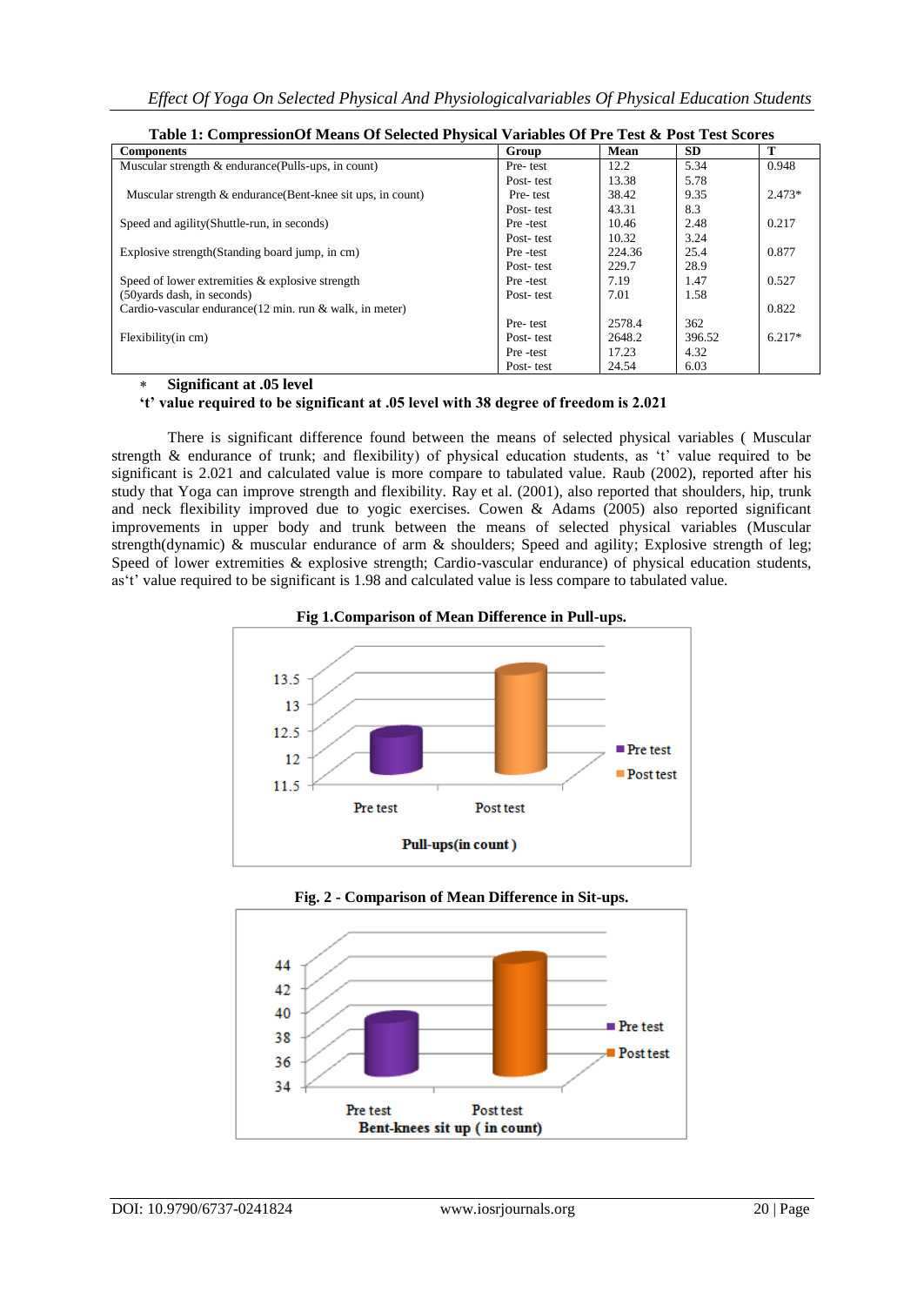**Table 1: CompressionOf Means Of Selected Physical Variables Of Pre Test & Post Test Scores**

| Components | Group | Mean | SD | T |
|---|---|---|---|---|
| Muscular strength & endurance(Pulls-ups, in count) | Pre- test | 12.2 | 5.34 | 0.948 |
| | Post- test | 13.38 | 5.78 | |
| Muscular strength & endurance(Bent-knee sit ups, in count) | Pre- test | 38.42 | 9.35 | 2.473* |
| | Post- test | 43.31 | 8.3 | |
| Speed and agility(Shuttle-run, in seconds) | Pre -test | 10.46 | 2.48 | 0.217 |
| | Post- test | 10.32 | 3.24 | |
| Explosive strength(Standing board jump, in cm) | Pre -test | 224.36 | 25.4 | 0.877 |
| | Post- test | 229.7 | 28.9 | |
| Speed of lower extremities & explosive strength (50yards dash, in seconds) | Pre -test | 7.19 | 1.47 | 0.527 |
| | Post- test | 7.01 | 1.58 | |
| Cardio-vascular endurance(12 min. run & walk, in meter) | | | | 0.822 |
| | Pre- test | 2578.4 | 362 | |
| Flexibility(in cm) | Post- test | 2648.2 | 396.52 | 6.217* |
| | Pre -test | 17.23 | 4.32 | |
| | Post- test | 24.54 | 6.03 | |

\* **Significant at .05 level**

**'t' value required to be significant at .05 level with 38 degree of freedom is 2.021**

There is significant difference found between the means of selected physical variables ( Muscular strength & endurance of trunk; and flexibility) of physical education students, as 't' value required to be significant is 2.021 and calculated value is more compare to tabulated value. Raub (2002), reported after his study that Yoga can improve strength and flexibility. Ray et al. (2001), also reported that shoulders, hip, trunk and neck flexibility improved due to yogic exercises. Cowen & Adams (2005) also reported significant improvements in upper body and trunk between the means of selected physical variables (Muscular strength(dynamic) & muscular endurance of arm & shoulders; Speed and agility; Explosive strength of leg; Speed of lower extremities & explosive strength; Cardio-vascular endurance) of physical education students, as't' value required to be significant is 1.98 and calculated value is less compare to tabulated value.

**Fig 1.Comparison of Mean Difference in Pull-ups.**

**Fig. 2 - Comparison of Mean Difference in Sit-ups.**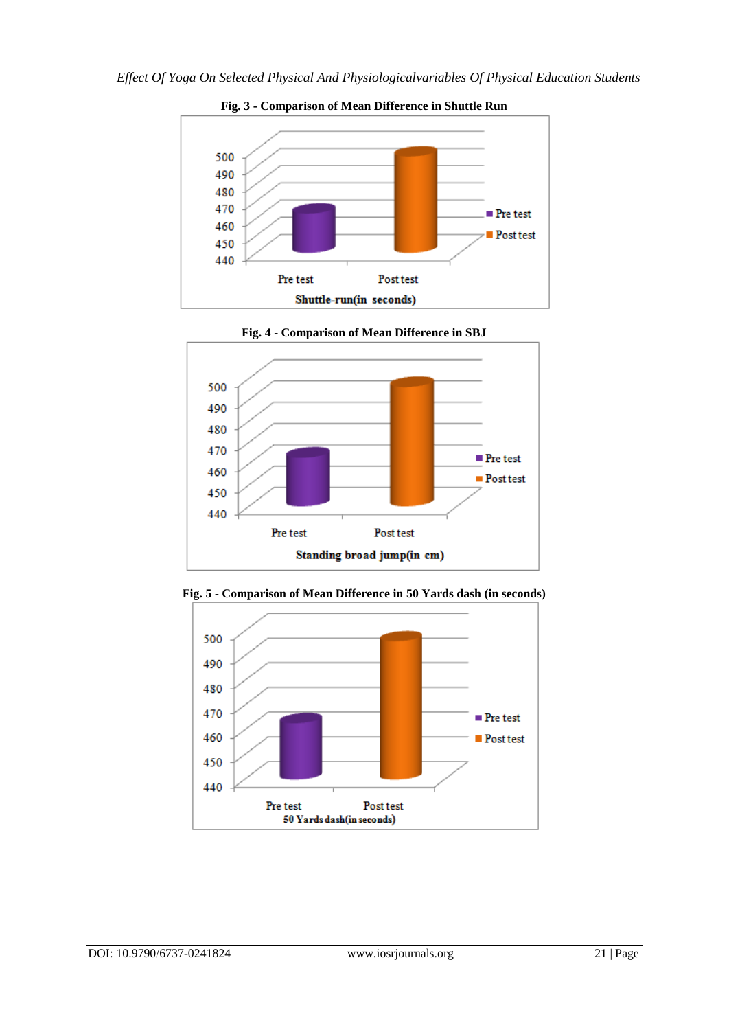**Fig. 3 - Comparison of Mean Difference in Shuttle Run**

**Fig. 4 - Comparison of Mean Difference in SBJ**

**Fig. 5 - Comparison of Mean Difference in 50 Yards dash (in seconds)**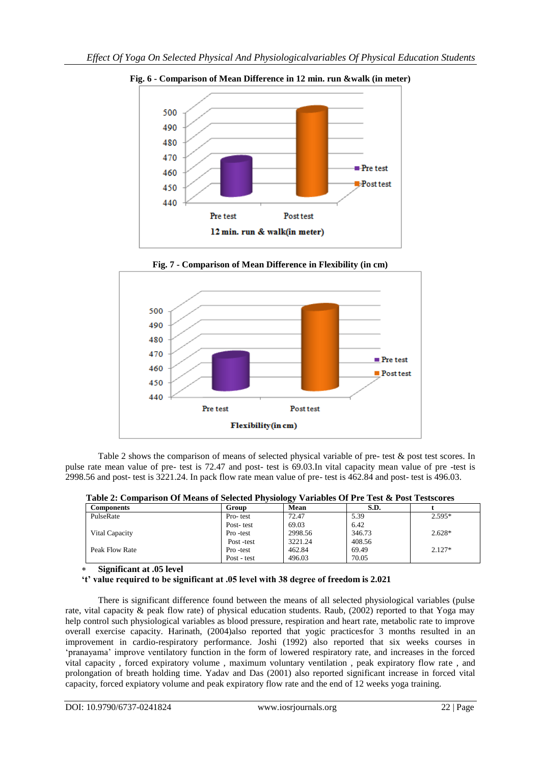**Fig. 6 - Comparison of Mean Difference in 12 min. run &walk (in meter)**

**Fig. 7 - Comparison of Mean Difference in Flexibility (in cm)**

Table 2 shows the comparison of means of selected physical variable of pre- test & post test scores. In pulse rate mean value of pre- test is 72.47 and post- test is 69.03.In vital capacity mean value of pre -test is 2998.56 and post- test is 3221.24. In pack flow rate mean value of pre- test is 462.84 and post- test is 496.03.

**Table 2: Comparison Of Means of Selected Physiology Variables Of Pre Test & Post Testscores**

| Components | Group | Mean | S.D. | t |
|---|---|---|---|---|
| PulseRate | Pro- test | 72.47 | 5.39 | 2.595* |
| | Post- test | 69.03 | 6.42 | |
| Vital Capacity | Pro -test | 2998.56 | 346.73 | 2.628* |
| | Post -test | 3221.24 | 408.56 | |
| Peak Flow Rate | Pro -test | 462.84 | 69.49 | 2.127* |
| | Post - test | 496.03 | 70.05 | |

\* **Significant at .05 level**

**'t' value required to be significant at .05 level with 38 degree of freedom is 2.021**

There is significant difference found between the means of all selected physiological variables (pulse rate, vital capacity & peak flow rate) of physical education students. Raub, (2002) reported to that Yoga may help control such physiological variables as blood pressure, respiration and heart rate, metabolic rate to improve overall exercise capacity. Harinath, (2004)also reported that yogic practicesfor 3 months resulted in an improvement in cardio-respiratory performance. Joshi (1992) also reported that six weeks courses in 'pranayama' improve ventilatory function in the form of lowered respiratory rate, and increases in the forced vital capacity , forced expiratory volume , maximum voluntary ventilation , peak expiratory flow rate , and prolongation of breath holding time. Yadav and Das (2001) also reported significant increase in forced vital capacity, forced expiatory volume and peak expiratory flow rate and the end of 12 weeks yoga training.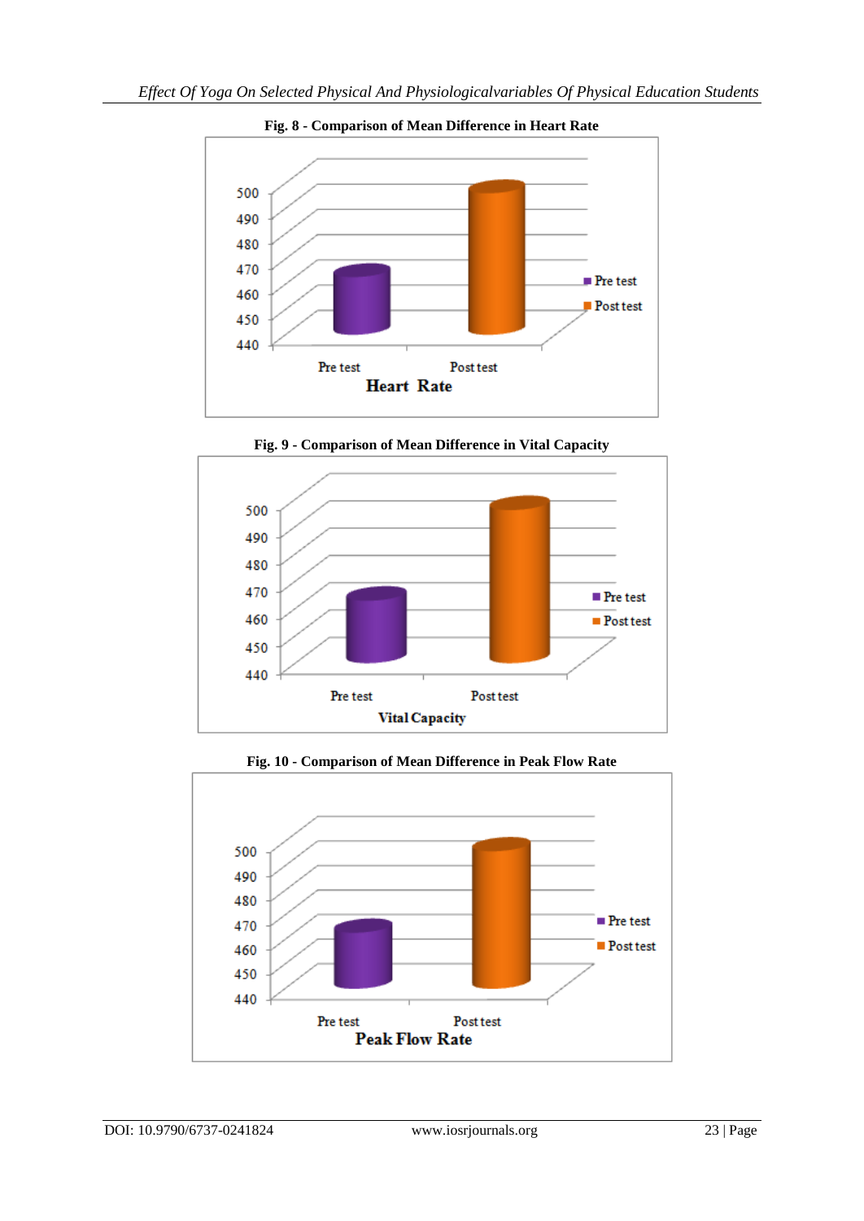**Fig. 8 - Comparison of Mean Difference in Heart Rate**

**Fig. 9 - Comparison of Mean Difference in Vital Capacity**

**Fig. 10 - Comparison of Mean Difference in Peak Flow Rate**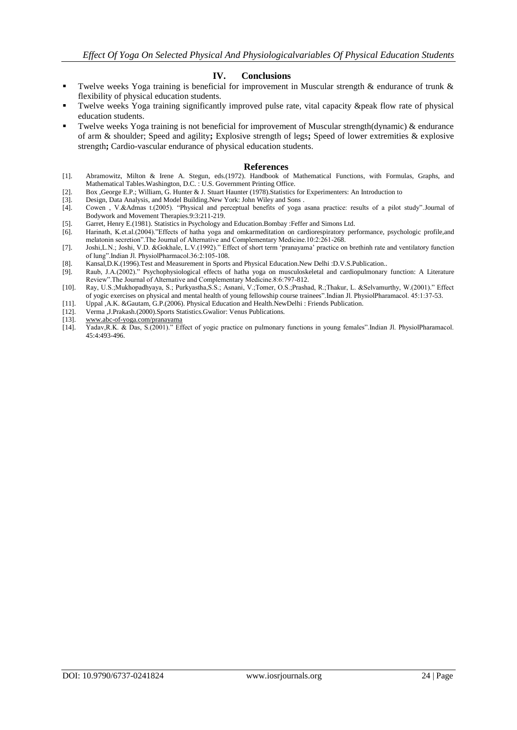## IV. Conclusions

- Twelve weeks Yoga training is beneficial for improvement in Muscular strength & endurance of trunk & flexibility of physical education students.
- Twelve weeks Yoga training significantly improved pulse rate, vital capacity &peak flow rate of physical education students.
- Twelve weeks Yoga training is not beneficial for improvement of Muscular strength(dynamic) & endurance of arm & shoulder; Speed and agility**;** Explosive strength of legs**;** Speed of lower extremities & explosive strength**;** Cardio-vascular endurance of physical education students.

## References

[1]. Abramowitz, Milton & Irene A. Stegun, eds.(1972). Handbook of Mathematical Functions, with Formulas, Graphs, and Mathematical Tables.Washington, D.C. : U.S. Government Printing Office.

[2]. Box ,George E.P.; William, G. Hunter & J. Stuart Haunter (1978).Statistics for Experimenters: An Introduction to

[3]. Design, Data Analysis, and Model Building.New York: John Wiley and Sons .

[4]. Cowen , V.&Admas t.(2005). "Physical and perceptual benefits of yoga asana practice: results of a pilot study".Journal of Bodywork and Movement Therapies.9:3:211-219.

[5]. Garret, Henry E.(1981). Statistics in Psychology and Education.Bombay :Feffer and Simons Ltd.

[6]. Harinath, K.et.al.(2004)."Effects of hatha yoga and omkarmeditation on cardiorespiratory performance, psychologic profile,and melatonin secretion".The Journal of Alternative and Complementary Medicine.10:2:261-268.

[7]. Joshi,L.N.; Joshi, V.D. &Gokhale, L.V.(1992)." Effect of short term 'pranayama' practice on brethinh rate and ventilatory function of lung".Indian Jl. PhysiolPharmacol.36:2:105-108.

[8]. Kansal,D.K.(1996).Test and Measurement in Sports and Physical Education.New Delhi :D.V.S.Publication..

[9]. Raub, J.A.(2002)." Psychophysiological effects of hatha yoga on musculoskeletal and cardiopulmonary function: A Literature Review".The Journal of Alternative and Complementary Medicine.8:6:797-812.

[10]. Ray, U.S.;Mukhopadhyaya, S.; Purkyastha,S.S.; Asnani, V.;Tomer, O.S.;Prashad, R.;Thakur, L. &Selvamurthy, W.(2001)." Effect of yogic exercises on physical and mental health of young fellowship course trainees".Indian Jl. PhysiolPharamacol. 45:1:37-53.

[11]. Uppal ,A.K. &Gautam, G.P.(2006). Physical Education and Health.NewDelhi : Friends Publication.

[12]. Verma ,J.Prakash.(2000).Sports Statistics.Gwalior: Venus Publications.

[13]. www.abc-of-yoga.com/pranayama

[14]. Yadav,R.K. & Das, S.(2001)." Effect of yogic practice on pulmonary functions in young females".Indian Jl. PhysiolPharamacol. 45:4:493-496.